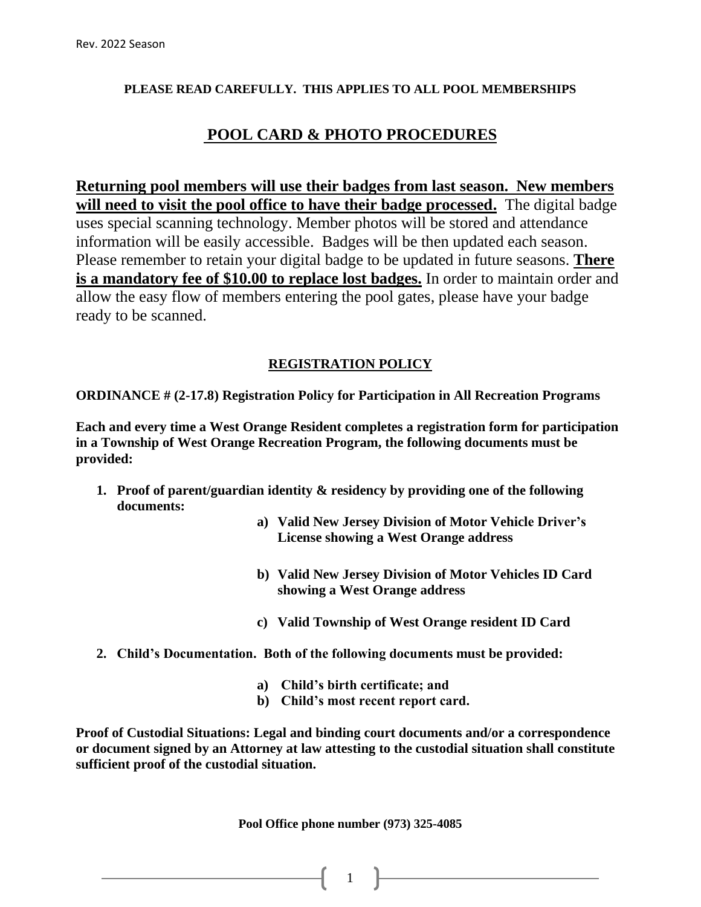Rev. 2022 Season

**PLEASE READ CAREFULLY. THIS APPLIES TO ALL POOL MEMBERSHIPS**

# POOL CARD & PHOTO PROCEDURES

**Returning pool members will use their badges from last season. New members will need to visit the pool office to have their badge processed.** The digital badge uses special scanning technology. Member photos will be stored and attendance information will be easily accessible. Badges will be then updated each season. Please remember to retain your digital badge to be updated in future seasons. **There is a mandatory fee of $10.00 to replace lost badges.** In order to maintain order and allow the easy flow of members entering the pool gates, please have your badge ready to be scanned.

## REGISTRATION POLICY

**ORDINANCE # (2-17.8) Registration Policy for Participation in All Recreation Programs**

**Each and every time a West Orange Resident completes a registration form for participation in a Township of West Orange Recreation Program, the following documents must be provided:**

1. **Proof of parent/guardian identity & residency by providing one of the following documents:**
   - **a) Valid New Jersey Division of Motor Vehicle Driver's License showing a West Orange address**
   - **b) Valid New Jersey Division of Motor Vehicles ID Card showing a West Orange address**
   - **c) Valid Township of West Orange resident ID Card**
2. **Child's Documentation. Both of the following documents must be provided:**
   - **a) Child's birth certificate; and**
   - **b) Child's most recent report card.**

**Proof of Custodial Situations: Legal and binding court documents and/or a correspondence or document signed by an Attorney at law attesting to the custodial situation shall constitute sufficient proof of the custodial situation.**

**Pool Office phone number (973) 325-4085**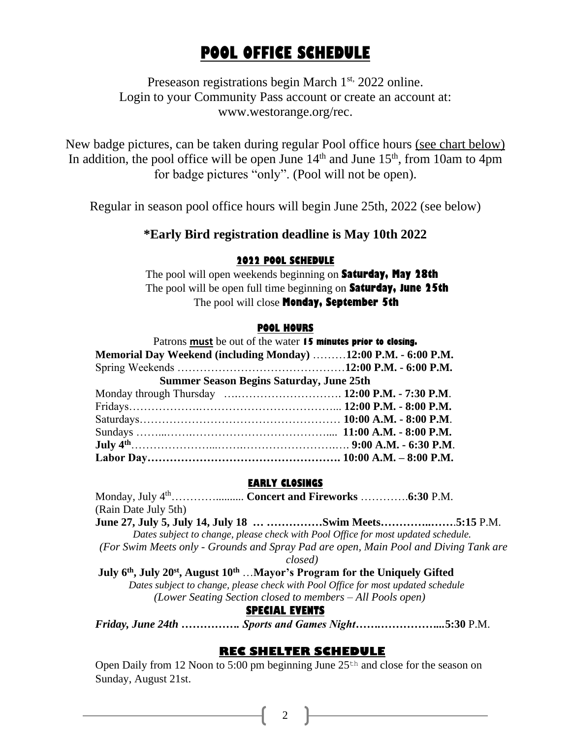# POOL OFFICE SCHEDULE

Preseason registrations begin March 1st, 2022 online.
Login to your Community Pass account or create an account at:
www.westorange.org/rec.

New badge pictures, can be taken during regular Pool office hours (see chart below)
In addition, the pool office will be open June 14th and June 15th, from 10am to 4pm for badge pictures "only". (Pool will not be open).

Regular in season pool office hours will begin June 25th, 2022 (see below)

### **\*Early Bird registration deadline is May 10th 2022**

#### 2022 POOL SCHEDULE

The pool will open weekends beginning on **Saturday, May 28th**
The pool will be open full time beginning on **Saturday, June 25th**
The pool will close **Monday, September 5th**

#### POOL HOURS

Patrons **must** be out of the water **15 minutes prior to closing.**

**Memorial Day Weekend (including Monday)** ………**12:00 P.M. - 6:00 P.M.**
Spring Weekends ………………………………………**12:00 P.M. - 6:00 P.M.**

**Summer Season Begins Saturday, June 25th**

Monday through Thursday ….………………………. **12:00 P.M. - 7:30 P.M**.
Fridays……………….……………………………….... **12:00 P.M. - 8:00 P.M.**
Saturdays……………….……………………………… **10:00 A.M. - 8:00 P.M**.
Sundays ……...…….……………………………….... **11:00 A.M. - 8:00 P.M.**
**July 4th**…………………...…….……………………..…. **9:00 A.M. - 6:30 P.M**.
**Labor Day……………………………………………. 10:00 A.M. – 8:00 P.M.**

#### EARLY CLOSINGS

Monday, July 4th………….......... **Concert and Fireworks** ………….**6:30** P.M.
(Rain Date July 5th)

**June 27, July 5, July 14, July 18 … ……………Swim Meets………….…….5:15** P.M.

*Dates subject to change, please check with Pool Office for most updated schedule.*

*(For Swim Meets only - Grounds and Spray Pad are open, Main Pool and Diving Tank are closed)*

**July 6th, July 20st, August 10th** …**Mayor's Program for the Uniquely Gifted**

*Dates subject to change, please check with Pool Office for most updated schedule*

*(Lower Seating Section closed to members – All Pools open)*

#### SPECIAL EVENTS

***Friday, June 24th ……………. Sports and Games Night…….……………....5:30*** P.M.

## REC SHELTER SCHEDULE

Open Daily from 12 Noon to 5:00 pm beginning June 25th and close for the season on Sunday, August 21st.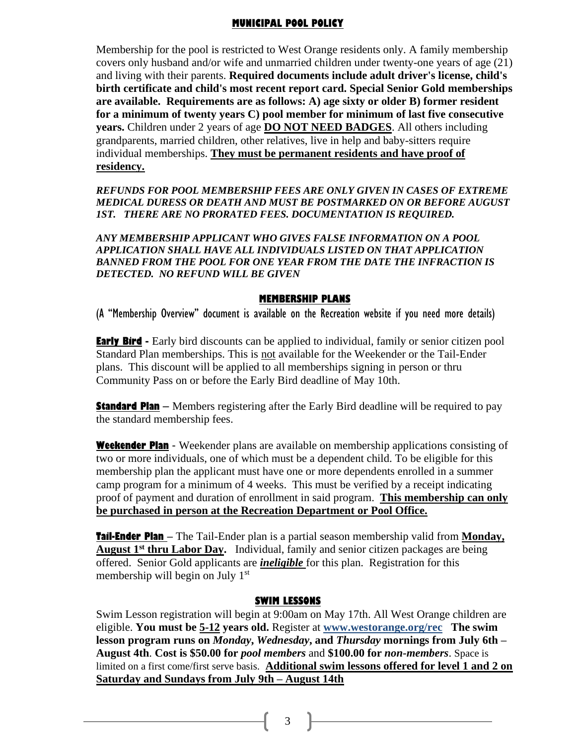## MUNICIPAL POOL POLICY

Membership for the pool is restricted to West Orange residents only. A family membership covers only husband and/or wife and unmarried children under twenty-one years of age (21) and living with their parents. **Required documents include adult driver's license, child's birth certificate and child's most recent report card. Special Senior Gold memberships are available. Requirements are as follows: A) age sixty or older B) former resident for a minimum of twenty years C) pool member for minimum of last five consecutive years.** Children under 2 years of age **DO NOT NEED BADGES**. All others including grandparents, married children, other relatives, live in help and baby-sitters require individual memberships. **They must be permanent residents and have proof of residency.**

***REFUNDS FOR POOL MEMBERSHIP FEES ARE ONLY GIVEN IN CASES OF EXTREME MEDICAL DURESS OR DEATH AND MUST BE POSTMARKED ON OR BEFORE AUGUST 1ST. THERE ARE NO PRORATED FEES. DOCUMENTATION IS REQUIRED.***

***ANY MEMBERSHIP APPLICANT WHO GIVES FALSE INFORMATION ON A POOL APPLICATION SHALL HAVE ALL INDIVIDUALS LISTED ON THAT APPLICATION BANNED FROM THE POOL FOR ONE YEAR FROM THE DATE THE INFRACTION IS DETECTED. NO REFUND WILL BE GIVEN***

## MEMBERSHIP PLANS

(A "Membership Overview" document is available on the Recreation website if you need more details)

**Early Bird -** Early bird discounts can be applied to individual, family or senior citizen pool Standard Plan memberships. This is not available for the Weekender or the Tail-Ender plans. This discount will be applied to all memberships signing in person or thru Community Pass on or before the Early Bird deadline of May 10th.

**Standard Plan –** Members registering after the Early Bird deadline will be required to pay the standard membership fees.

**Weekender Plan** - Weekender plans are available on membership applications consisting of two or more individuals, one of which must be a dependent child. To be eligible for this membership plan the applicant must have one or more dependents enrolled in a summer camp program for a minimum of 4 weeks. This must be verified by a receipt indicating proof of payment and duration of enrollment in said program. **This membership can only be purchased in person at the Recreation Department or Pool Office.**

**Tail-Ender Plan –** The Tail-Ender plan is a partial season membership valid from **Monday, August 1st thru Labor Day.** Individual, family and senior citizen packages are being offered. Senior Gold applicants are ***ineligible*** for this plan. Registration for this membership will begin on July 1st

## SWIM LESSONS

Swim Lesson registration will begin at 9:00am on May 17th. All West Orange children are eligible. **You must be 5-12 years old.** Register at **www.westorange.org/rec** **The swim lesson program runs on *Monday, Wednesday*, and *Thursday* mornings from July 6th – August 4th**. **Cost is $50.00 for *pool members*** and **$100.00 for *non-members***. Space is limited on a first come/first serve basis. **Additional swim lessons offered for level 1 and 2 on Saturday and Sundays from July 9th – August 14th**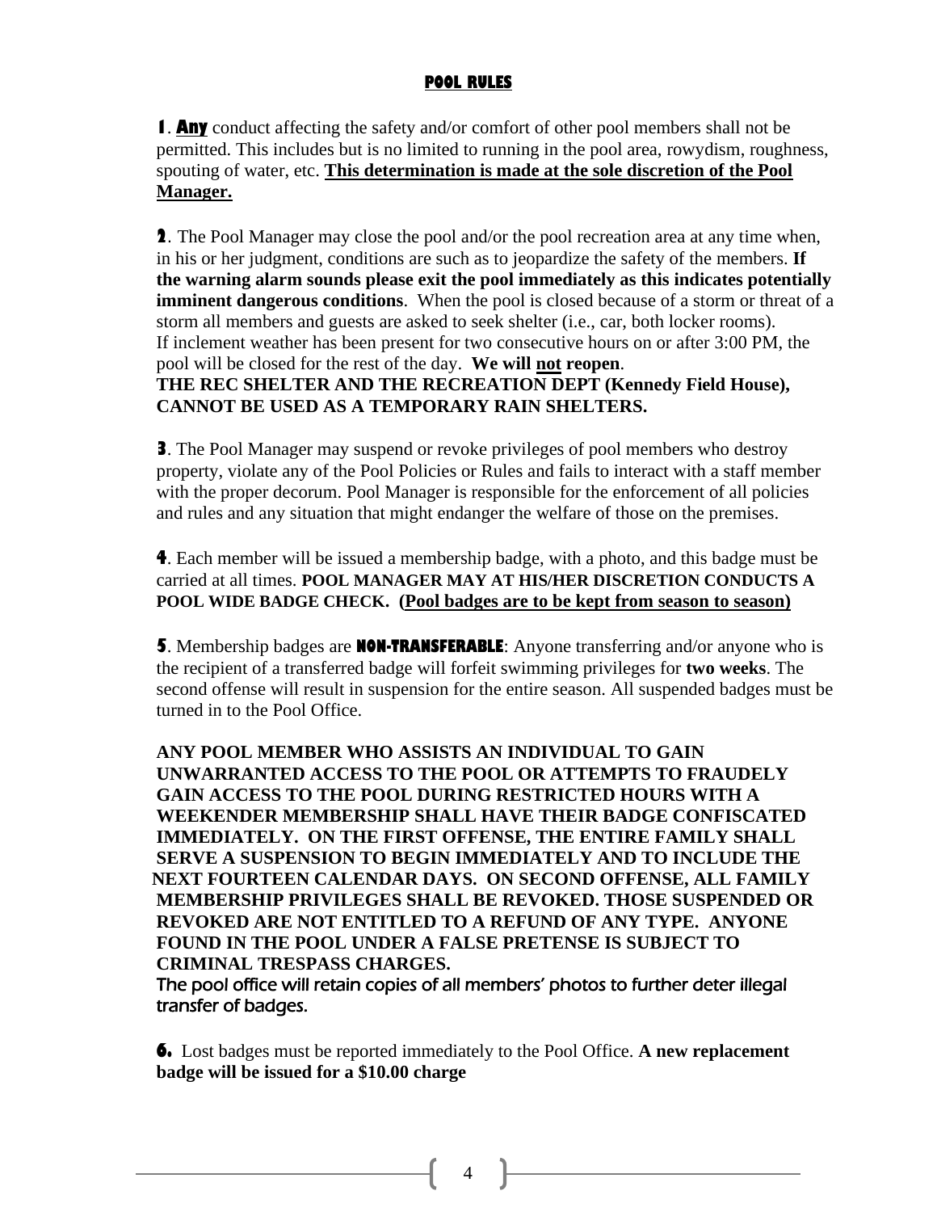## POOL RULES

**1**. **Any** conduct affecting the safety and/or comfort of other pool members shall not be permitted. This includes but is no limited to running in the pool area, rowydism, roughness, spouting of water, etc. **This determination is made at the sole discretion of the Pool Manager.**

**2**. The Pool Manager may close the pool and/or the pool recreation area at any time when, in his or her judgment, conditions are such as to jeopardize the safety of the members. **If the warning alarm sounds please exit the pool immediately as this indicates potentially imminent dangerous conditions**. When the pool is closed because of a storm or threat of a storm all members and guests are asked to seek shelter (i.e., car, both locker rooms). If inclement weather has been present for two consecutive hours on or after 3:00 PM, the pool will be closed for the rest of the day. **We will not reopen**.
**THE REC SHELTER AND THE RECREATION DEPT (Kennedy Field House), CANNOT BE USED AS A TEMPORARY RAIN SHELTERS.**

**3**. The Pool Manager may suspend or revoke privileges of pool members who destroy property, violate any of the Pool Policies or Rules and fails to interact with a staff member with the proper decorum. Pool Manager is responsible for the enforcement of all policies and rules and any situation that might endanger the welfare of those on the premises.

**4**. Each member will be issued a membership badge, with a photo, and this badge must be carried at all times. **POOL MANAGER MAY AT HIS/HER DISCRETION CONDUCTS A POOL WIDE BADGE CHECK. (Pool badges are to be kept from season to season)**

**5**. Membership badges are **NON-TRANSFERABLE**: Anyone transferring and/or anyone who is the recipient of a transferred badge will forfeit swimming privileges for **two weeks**. The second offense will result in suspension for the entire season. All suspended badges must be turned in to the Pool Office.

**ANY POOL MEMBER WHO ASSISTS AN INDIVIDUAL TO GAIN UNWARRANTED ACCESS TO THE POOL OR ATTEMPTS TO FRAUDELY GAIN ACCESS TO THE POOL DURING RESTRICTED HOURS WITH A WEEKENDER MEMBERSHIP SHALL HAVE THEIR BADGE CONFISCATED IMMEDIATELY. ON THE FIRST OFFENSE, THE ENTIRE FAMILY SHALL SERVE A SUSPENSION TO BEGIN IMMEDIATELY AND TO INCLUDE THE NEXT FOURTEEN CALENDAR DAYS. ON SECOND OFFENSE, ALL FAMILY MEMBERSHIP PRIVILEGES SHALL BE REVOKED. THOSE SUSPENDED OR REVOKED ARE NOT ENTITLED TO A REFUND OF ANY TYPE. ANYONE FOUND IN THE POOL UNDER A FALSE PRETENSE IS SUBJECT TO CRIMINAL TRESPASS CHARGES.**
The pool office will retain copies of all members' photos to further deter illegal transfer of badges.

**6.** Lost badges must be reported immediately to the Pool Office. **A new replacement badge will be issued for a $10.00 charge**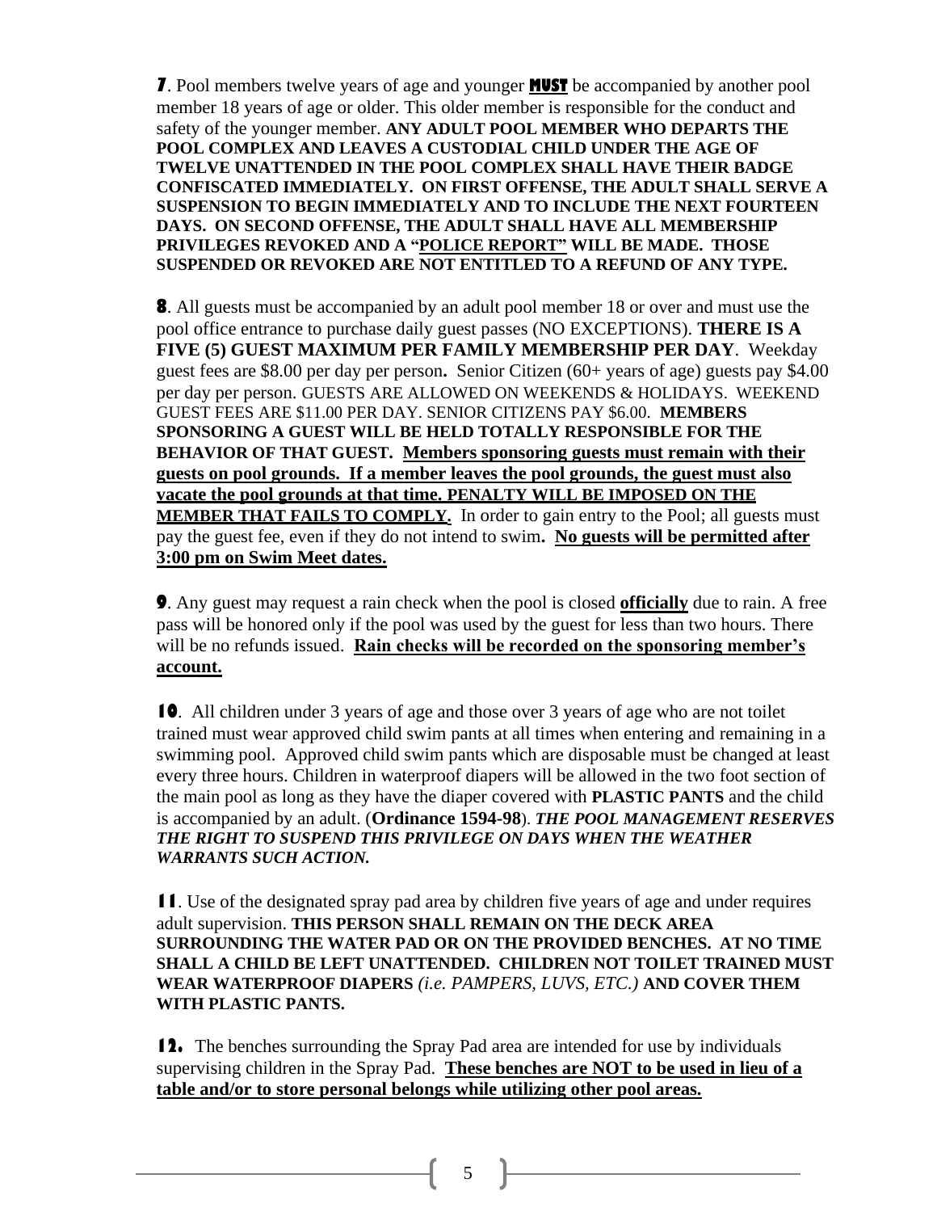**7**. Pool members twelve years of age and younger **MUST** be accompanied by another pool member 18 years of age or older. This older member is responsible for the conduct and safety of the younger member. **ANY ADULT POOL MEMBER WHO DEPARTS THE POOL COMPLEX AND LEAVES A CUSTODIAL CHILD UNDER THE AGE OF TWELVE UNATTENDED IN THE POOL COMPLEX SHALL HAVE THEIR BADGE CONFISCATED IMMEDIATELY. ON FIRST OFFENSE, THE ADULT SHALL SERVE A SUSPENSION TO BEGIN IMMEDIATELY AND TO INCLUDE THE NEXT FOURTEEN DAYS. ON SECOND OFFENSE, THE ADULT SHALL HAVE ALL MEMBERSHIP PRIVILEGES REVOKED AND A "POLICE REPORT" WILL BE MADE. THOSE SUSPENDED OR REVOKED ARE NOT ENTITLED TO A REFUND OF ANY TYPE.**

**8**. All guests must be accompanied by an adult pool member 18 or over and must use the pool office entrance to purchase daily guest passes (NO EXCEPTIONS). **THERE IS A FIVE (5) GUEST MAXIMUM PER FAMILY MEMBERSHIP PER DAY**. Weekday guest fees are $8.00 per day per person**.** Senior Citizen (60+ years of age) guests pay $4.00 per day per person. GUESTS ARE ALLOWED ON WEEKENDS & HOLIDAYS. WEEKEND GUEST FEES ARE $11.00 PER DAY. SENIOR CITIZENS PAY $6.00. **MEMBERS SPONSORING A GUEST WILL BE HELD TOTALLY RESPONSIBLE FOR THE BEHAVIOR OF THAT GUEST. Members sponsoring guests must remain with their guests on pool grounds. If a member leaves the pool grounds, the guest must also vacate the pool grounds at that time. PENALTY WILL BE IMPOSED ON THE MEMBER THAT FAILS TO COMPLY.** In order to gain entry to the Pool; all guests must pay the guest fee, even if they do not intend to swim**. No guests will be permitted after 3:00 pm on Swim Meet dates.**

**9**. Any guest may request a rain check when the pool is closed **officially** due to rain. A free pass will be honored only if the pool was used by the guest for less than two hours. There will be no refunds issued. **Rain checks will be recorded on the sponsoring member's account.**

**10**. All children under 3 years of age and those over 3 years of age who are not toilet trained must wear approved child swim pants at all times when entering and remaining in a swimming pool. Approved child swim pants which are disposable must be changed at least every three hours. Children in waterproof diapers will be allowed in the two foot section of the main pool as long as they have the diaper covered with **PLASTIC PANTS** and the child is accompanied by an adult. (**Ordinance 1594-98**). ***THE POOL MANAGEMENT RESERVES THE RIGHT TO SUSPEND THIS PRIVILEGE ON DAYS WHEN THE WEATHER WARRANTS SUCH ACTION.***

**11**. Use of the designated spray pad area by children five years of age and under requires adult supervision. **THIS PERSON SHALL REMAIN ON THE DECK AREA SURROUNDING THE WATER PAD OR ON THE PROVIDED BENCHES. AT NO TIME SHALL A CHILD BE LEFT UNATTENDED. CHILDREN NOT TOILET TRAINED MUST WEAR WATERPROOF DIAPERS** *(i.e. PAMPERS, LUVS, ETC.)* **AND COVER THEM WITH PLASTIC PANTS.**

**12.** The benches surrounding the Spray Pad area are intended for use by individuals supervising children in the Spray Pad. **These benches are NOT to be used in lieu of a table and/or to store personal belongs while utilizing other pool areas.**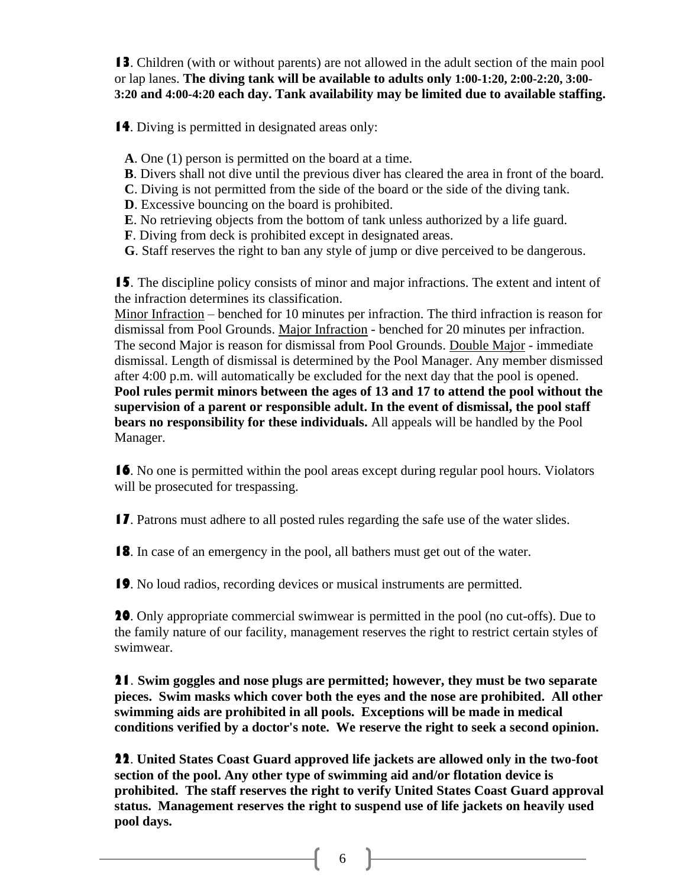**13**. Children (with or without parents) are not allowed in the adult section of the main pool or lap lanes. **The diving tank will be available to adults only 1:00-1:20, 2:00-2:20, 3:00-3:20 and 4:00-4:20 each day. Tank availability may be limited due to available staffing.**

**14**. Diving is permitted in designated areas only:

**A**. One (1) person is permitted on the board at a time.
**B**. Divers shall not dive until the previous diver has cleared the area in front of the board.
**C**. Diving is not permitted from the side of the board or the side of the diving tank.
**D**. Excessive bouncing on the board is prohibited.
**E**. No retrieving objects from the bottom of tank unless authorized by a life guard.
**F**. Diving from deck is prohibited except in designated areas.
**G**. Staff reserves the right to ban any style of jump or dive perceived to be dangerous.

**15**. The discipline policy consists of minor and major infractions. The extent and intent of the infraction determines its classification.
Minor Infraction – benched for 10 minutes per infraction. The third infraction is reason for dismissal from Pool Grounds. Major Infraction - benched for 20 minutes per infraction. The second Major is reason for dismissal from Pool Grounds. Double Major - immediate dismissal. Length of dismissal is determined by the Pool Manager. Any member dismissed after 4:00 p.m. will automatically be excluded for the next day that the pool is opened. **Pool rules permit minors between the ages of 13 and 17 to attend the pool without the supervision of a parent or responsible adult. In the event of dismissal, the pool staff bears no responsibility for these individuals.** All appeals will be handled by the Pool Manager.

**16**. No one is permitted within the pool areas except during regular pool hours. Violators will be prosecuted for trespassing.

**17**. Patrons must adhere to all posted rules regarding the safe use of the water slides.

**18**. In case of an emergency in the pool, all bathers must get out of the water.

**19**. No loud radios, recording devices or musical instruments are permitted.

**20**. Only appropriate commercial swimwear is permitted in the pool (no cut-offs). Due to the family nature of our facility, management reserves the right to restrict certain styles of swimwear.

**21**. **Swim goggles and nose plugs are permitted; however, they must be two separate pieces. Swim masks which cover both the eyes and the nose are prohibited. All other swimming aids are prohibited in all pools. Exceptions will be made in medical conditions verified by a doctor's note. We reserve the right to seek a second opinion.**

**22**. **United States Coast Guard approved life jackets are allowed only in the two-foot section of the pool. Any other type of swimming aid and/or flotation device is prohibited. The staff reserves the right to verify United States Coast Guard approval status. Management reserves the right to suspend use of life jackets on heavily used pool days.**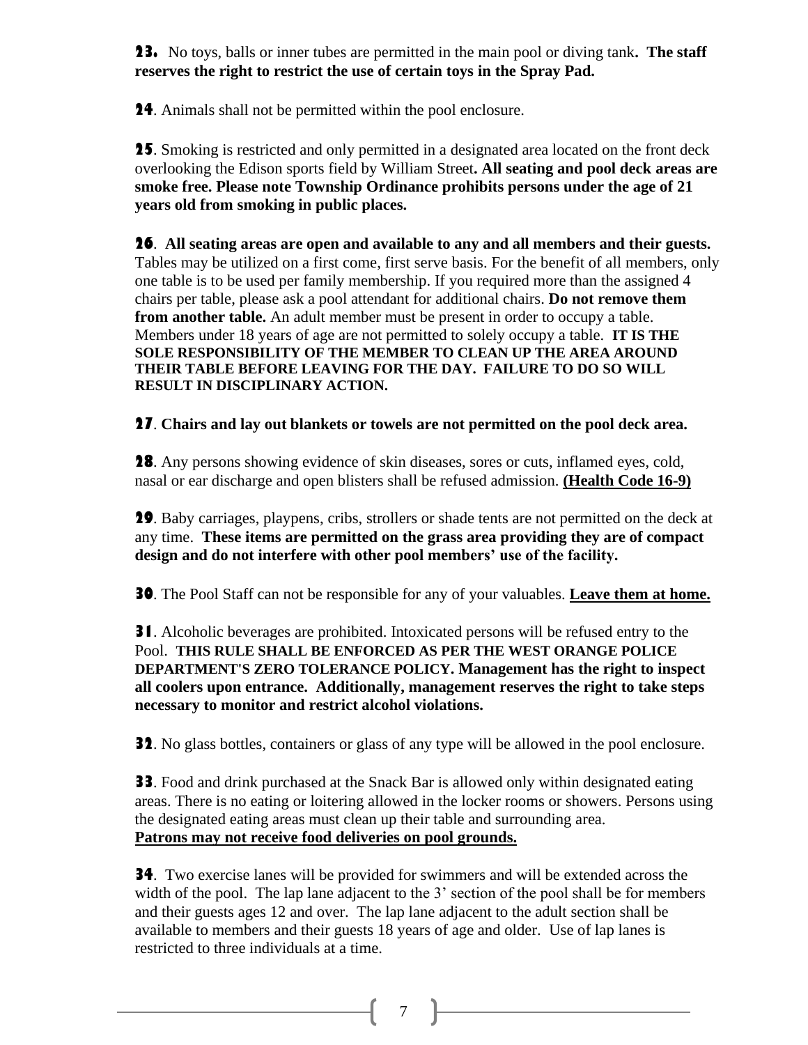**23.** No toys, balls or inner tubes are permitted in the main pool or diving tank**. The staff reserves the right to restrict the use of certain toys in the Spray Pad.**

**24**. Animals shall not be permitted within the pool enclosure.

**25**. Smoking is restricted and only permitted in a designated area located on the front deck overlooking the Edison sports field by William Street**. All seating and pool deck areas are smoke free. Please note Township Ordinance prohibits persons under the age of 21 years old from smoking in public places.**

**26**. **All seating areas are open and available to any and all members and their guests.** Tables may be utilized on a first come, first serve basis. For the benefit of all members, only one table is to be used per family membership. If you required more than the assigned 4 chairs per table, please ask a pool attendant for additional chairs. **Do not remove them from another table.** An adult member must be present in order to occupy a table. Members under 18 years of age are not permitted to solely occupy a table. **IT IS THE SOLE RESPONSIBILITY OF THE MEMBER TO CLEAN UP THE AREA AROUND THEIR TABLE BEFORE LEAVING FOR THE DAY. FAILURE TO DO SO WILL RESULT IN DISCIPLINARY ACTION.**

**27**. **Chairs and lay out blankets or towels are not permitted on the pool deck area.**

**28**. Any persons showing evidence of skin diseases, sores or cuts, inflamed eyes, cold, nasal or ear discharge and open blisters shall be refused admission. **(Health Code 16-9)**

**29**. Baby carriages, playpens, cribs, strollers or shade tents are not permitted on the deck at any time. **These items are permitted on the grass area providing they are of compact design and do not interfere with other pool members' use of the facility.**

**30**. The Pool Staff can not be responsible for any of your valuables. **Leave them at home.**

**31**. Alcoholic beverages are prohibited. Intoxicated persons will be refused entry to the Pool. **THIS RULE SHALL BE ENFORCED AS PER THE WEST ORANGE POLICE DEPARTMENT'S ZERO TOLERANCE POLICY. Management has the right to inspect all coolers upon entrance. Additionally, management reserves the right to take steps necessary to monitor and restrict alcohol violations.**

**32**. No glass bottles, containers or glass of any type will be allowed in the pool enclosure.

**33**. Food and drink purchased at the Snack Bar is allowed only within designated eating areas. There is no eating or loitering allowed in the locker rooms or showers. Persons using the designated eating areas must clean up their table and surrounding area.
**Patrons may not receive food deliveries on pool grounds.**

**34**. Two exercise lanes will be provided for swimmers and will be extended across the width of the pool. The lap lane adjacent to the 3' section of the pool shall be for members and their guests ages 12 and over. The lap lane adjacent to the adult section shall be available to members and their guests 18 years of age and older. Use of lap lanes is restricted to three individuals at a time.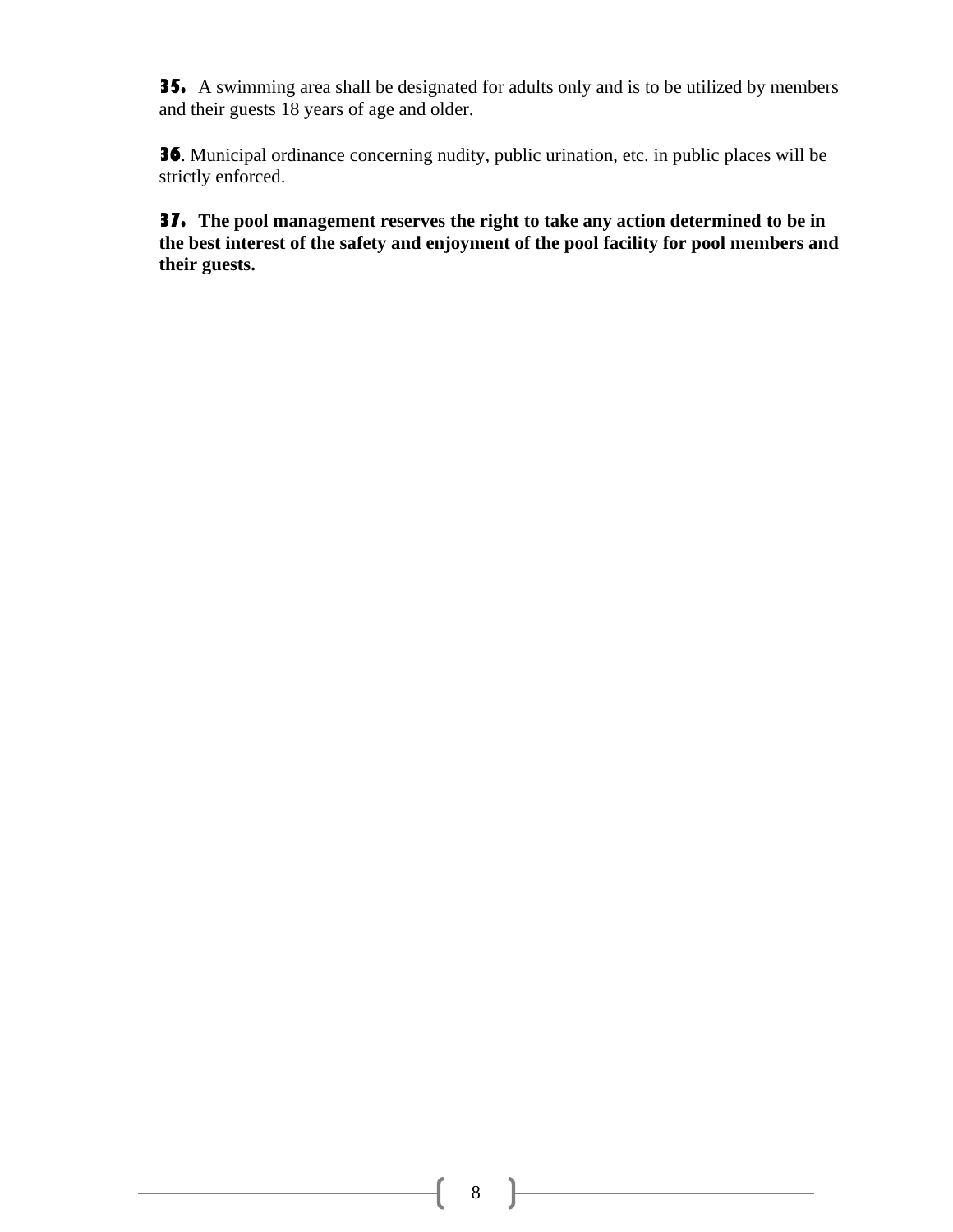**35.** A swimming area shall be designated for adults only and is to be utilized by members and their guests 18 years of age and older.

**36**. Municipal ordinance concerning nudity, public urination, etc. in public places will be strictly enforced.

**37. The pool management reserves the right to take any action determined to be in the best interest of the safety and enjoyment of the pool facility for pool members and their guests.**